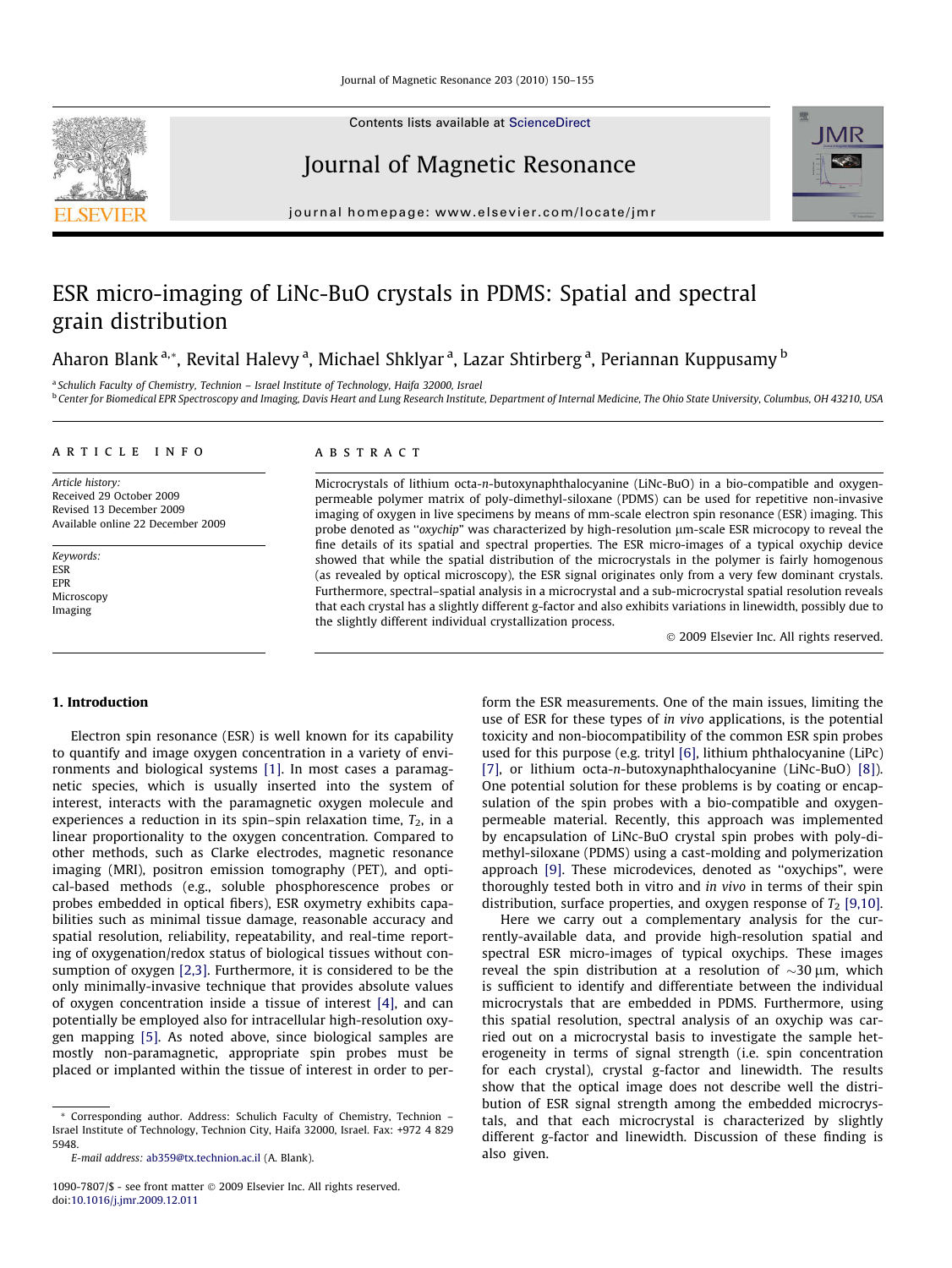Contents lists available at ScienceDirect

# Journal of Magnetic Resonance

journal homepage: www.elsevier.com/locate/jmr

# ESR micro-imaging of LiNc-BuO crystals in PDMS: Spatial and spectral grain distribution

Aharon Blank [a,*], Revital Halevy [a], Michael Shklyar [a], Lazar Shtirberg [a], Periannan Kuppusamy [b]

[a] Schulich Faculty of Chemistry, Technion – Israel Institute of Technology, Haifa 32000, Israel
[b] Center for Biomedical EPR Spectroscopy and Imaging, Davis Heart and Lung Research Institute, Department of Internal Medicine, The Ohio State University, Columbus, OH 43210, USA

**ARTICLE INFO**

*Article history:*
Received 29 October 2009
Revised 13 December 2009
Available online 22 December 2009

*Keywords:*
ESR
EPR
Microscopy
Imaging

**ABSTRACT**

Microcrystals of lithium octa-*n*-butoxynaphthalocyanine (LiNc-BuO) in a bio-compatible and oxygen-permeable polymer matrix of poly-dimethyl-siloxane (PDMS) can be used for repetitive non-invasive imaging of oxygen in live specimens by means of mm-scale electron spin resonance (ESR) imaging. This probe denoted as "*oxychip*" was characterized by high-resolution μm-scale ESR microcopy to reveal the fine details of its spatial and spectral properties. The ESR micro-images of a typical oxychip device showed that while the spatial distribution of the microcrystals in the polymer is fairly homogenous (as revealed by optical microscopy), the ESR signal originates only from a very few dominant crystals. Furthermore, spectral–spatial analysis in a microcrystal and a sub-microcrystal spatial resolution reveals that each crystal has a slightly different g-factor and also exhibits variations in linewidth, possibly due to the slightly different individual crystallization process.

© 2009 Elsevier Inc. All rights reserved.

## 1. Introduction

Electron spin resonance (ESR) is well known for its capability to quantify and image oxygen concentration in a variety of environments and biological systems [1]. In most cases a paramagnetic species, which is usually inserted into the system of interest, interacts with the paramagnetic oxygen molecule and experiences a reduction in its spin–spin relaxation time, $T_2$, in a linear proportionality to the oxygen concentration. Compared to other methods, such as Clarke electrodes, magnetic resonance imaging (MRI), positron emission tomography (PET), and optical-based methods (e.g., soluble phosphorescence probes or probes embedded in optical fibers), ESR oxymetry exhibits capabilities such as minimal tissue damage, reasonable accuracy and spatial resolution, reliability, repeatability, and real-time reporting of oxygenation/redox status of biological tissues without consumption of oxygen [2,3]. Furthermore, it is considered to be the only minimally-invasive technique that provides absolute values of oxygen concentration inside a tissue of interest [4], and can potentially be employed also for intracellular high-resolution oxygen mapping [5]. As noted above, since biological samples are mostly non-paramagnetic, appropriate spin probes must be placed or implanted within the tissue of interest in order to perform the ESR measurements. One of the main issues, limiting the use of ESR for these types of *in vivo* applications, is the potential toxicity and non-biocompatibility of the common ESR spin probes used for this purpose (e.g. trityl [6], lithium phthalocyanine (LiPc) [7], or lithium octa-*n*-butoxynaphthalocyanine (LiNc-BuO) [8]). One potential solution for these problems is by coating or encapsulation of the spin probes with a bio-compatible and oxygen-permeable material. Recently, this approach was implemented by encapsulation of LiNc-BuO crystal spin probes with poly-dimethyl-siloxane (PDMS) using a cast-molding and polymerization approach [9]. These microdevices, denoted as "oxychips", were thoroughly tested both in vitro and *in vivo* in terms of their spin distribution, surface properties, and oxygen response of $T_2$ [9,10].

Here we carry out a complementary analysis for the currently-available data, and provide high-resolution spatial and spectral ESR micro-images of typical oxychips. These images reveal the spin distribution at a resolution of ~30 μm, which is sufficient to identify and differentiate between the individual microcrystals that are embedded in PDMS. Furthermore, using this spatial resolution, spectral analysis of an oxychip was carried out on a microcrystal basis to investigate the sample heterogeneity in terms of signal strength (i.e. spin concentration for each crystal), crystal g-factor and linewidth. The results show that the optical image does not describe well the distribution of ESR signal strength among the embedded microcrystals, and that each microcrystal is characterized by slightly different g-factor and linewidth. Discussion of these finding is also given.

\* Corresponding author. Address: Schulich Faculty of Chemistry, Technion – Israel Institute of Technology, Technion City, Haifa 32000, Israel. Fax: +972 4 829 5948.
*E-mail address:* ab359@tx.technion.ac.il (A. Blank).

1090-7807/$ - see front matter © 2009 Elsevier Inc. All rights reserved.
doi:10.1016/j.jmr.2009.12.011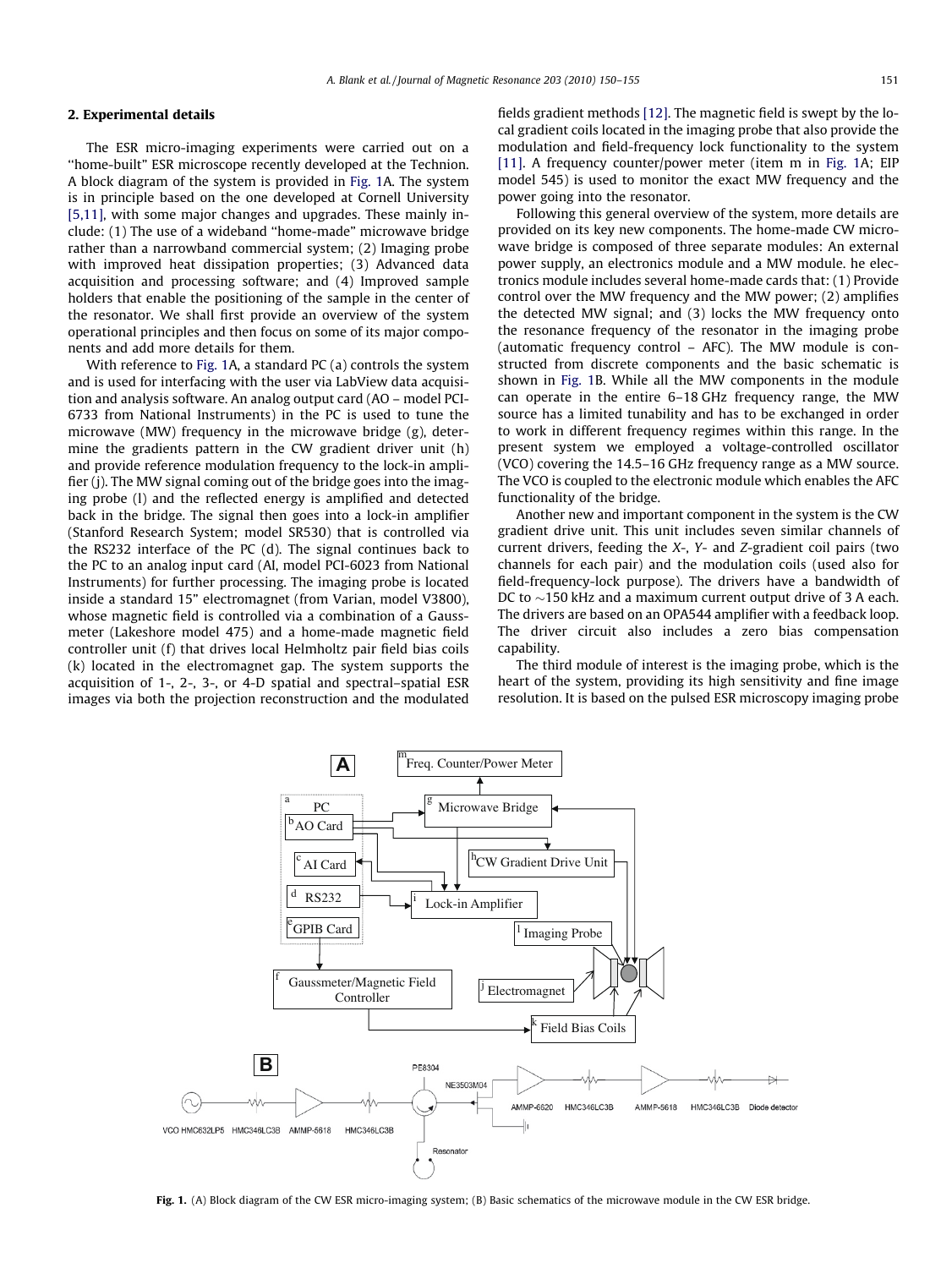## 2. Experimental details

The ESR micro-imaging experiments were carried out on a "home-built" ESR microscope recently developed at the Technion. A block diagram of the system is provided in Fig. 1A. The system is in principle based on the one developed at Cornell University [5,11], with some major changes and upgrades. These mainly include: (1) The use of a wideband "home-made" microwave bridge rather than a narrowband commercial system; (2) Imaging probe with improved heat dissipation properties; (3) Advanced data acquisition and processing software; and (4) Improved sample holders that enable the positioning of the sample in the center of the resonator. We shall first provide an overview of the system operational principles and then focus on some of its major components and add more details for them.

With reference to Fig. 1A, a standard PC (a) controls the system and is used for interfacing with the user via LabView data acquisition and analysis software. An analog output card (AO – model PCI-6733 from National Instruments) in the PC is used to tune the microwave (MW) frequency in the microwave bridge (g), determine the gradients pattern in the CW gradient driver unit (h) and provide reference modulation frequency to the lock-in amplifier (j). The MW signal coming out of the bridge goes into the imaging probe (l) and the reflected energy is amplified and detected back in the bridge. The signal then goes into a lock-in amplifier (Stanford Research System; model SR530) that is controlled via the RS232 interface of the PC (d). The signal continues back to the PC to an analog input card (AI, model PCI-6023 from National Instruments) for further processing. The imaging probe is located inside a standard 15" electromagnet (from Varian, model V3800), whose magnetic field is controlled via a combination of a Gaussmeter (Lakeshore model 475) and a home-made magnetic field controller unit (f) that drives local Helmholtz pair field bias coils (k) located in the electromagnet gap. The system supports the acquisition of 1-, 2-, 3-, or 4-D spatial and spectral–spatial ESR images via both the projection reconstruction and the modulated fields gradient methods [12]. The magnetic field is swept by the local gradient coils located in the imaging probe that also provide the modulation and field-frequency lock functionality to the system [11]. A frequency counter/power meter (item m in Fig. 1A; EIP model 545) is used to monitor the exact MW frequency and the power going into the resonator.

Following this general overview of the system, more details are provided on its key new components. The home-made CW microwave bridge is composed of three separate modules: An external power supply, an electronics module and a MW module. he electronics module includes several home-made cards that: (1) Provide control over the MW frequency and the MW power; (2) amplifies the detected MW signal; and (3) locks the MW frequency onto the resonance frequency of the resonator in the imaging probe (automatic frequency control – AFC). The MW module is constructed from discrete components and the basic schematic is shown in Fig. 1B. While all the MW components in the module can operate in the entire 6–18 GHz frequency range, the MW source has a limited tunability and has to be exchanged in order to work in different frequency regimes within this range. In the present system we employed a voltage-controlled oscillator (VCO) covering the 14.5–16 GHz frequency range as a MW source. The VCO is coupled to the electronic module which enables the AFC functionality of the bridge.

Another new and important component in the system is the CW gradient drive unit. This unit includes seven similar channels of current drivers, feeding the *X*-, *Y*- and *Z*-gradient coil pairs (two channels for each pair) and the modulation coils (used also for field-frequency-lock purpose). The drivers have a bandwidth of DC to ~150 kHz and a maximum current output drive of 3 A each. The drivers are based on an OPA544 amplifier with a feedback loop. The driver circuit also includes a zero bias compensation capability.

The third module of interest is the imaging probe, which is the heart of the system, providing its high sensitivity and fine image resolution. It is based on the pulsed ESR microscopy imaging probe

**Fig. 1.** (A) Block diagram of the CW ESR micro-imaging system; (B) Basic schematics of the microwave module in the CW ESR bridge.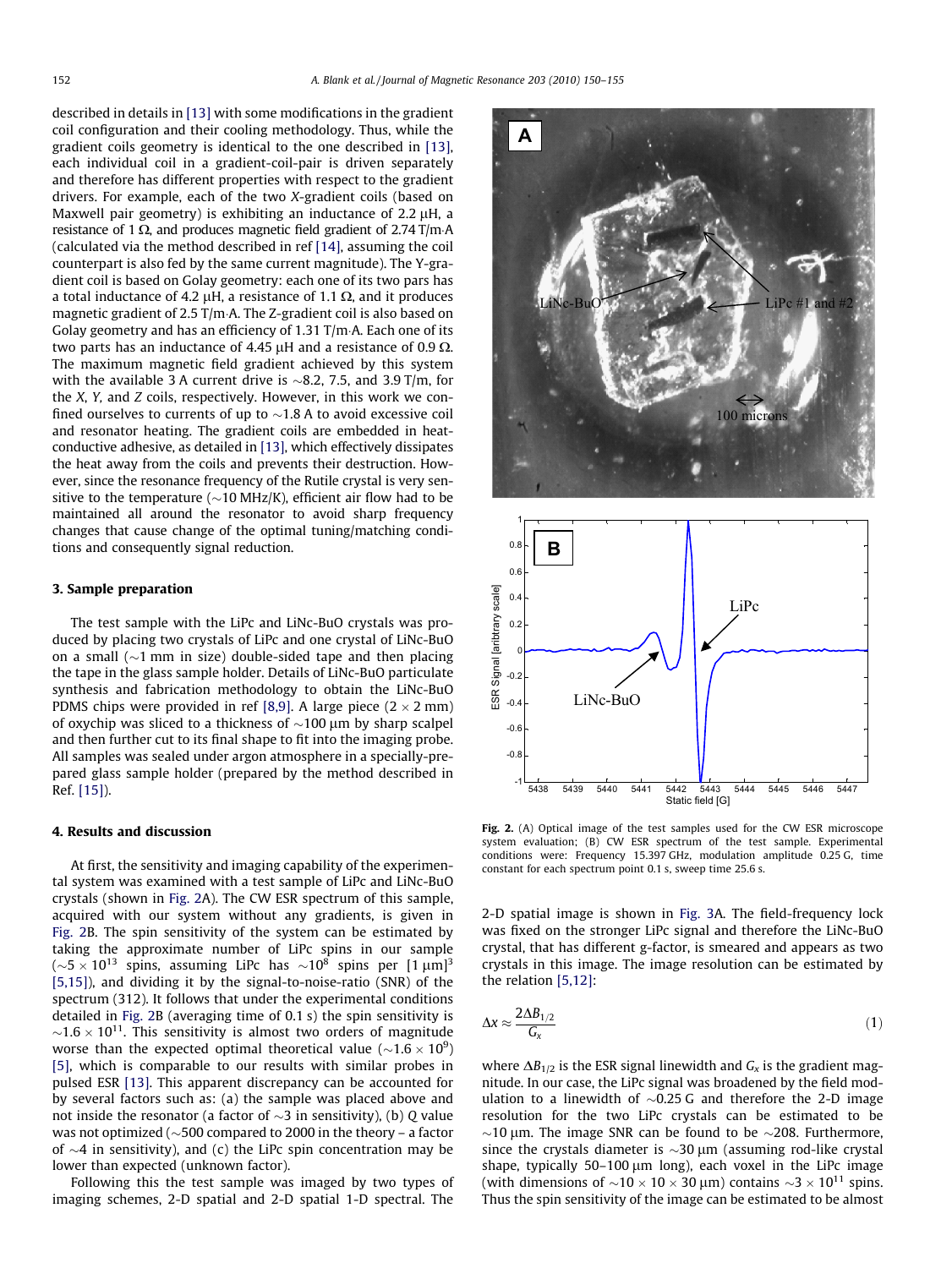described in details in [13] with some modifications in the gradient coil configuration and their cooling methodology. Thus, while the gradient coils geometry is identical to the one described in [13], each individual coil in a gradient-coil-pair is driven separately and therefore has different properties with respect to the gradient drivers. For example, each of the two X-gradient coils (based on Maxwell pair geometry) is exhibiting an inductance of 2.2 μH, a resistance of 1 Ω, and produces magnetic field gradient of 2.74 T/m·A (calculated via the method described in ref [14], assuming the coil counterpart is also fed by the same current magnitude). The Y-gradient coil is based on Golay geometry: each one of its two pars has a total inductance of 4.2 μH, a resistance of 1.1 Ω, and it produces magnetic gradient of 2.5 T/m·A. The Z-gradient coil is also based on Golay geometry and has an efficiency of 1.31 T/m·A. Each one of its two parts has an inductance of 4.45 μH and a resistance of 0.9 Ω. The maximum magnetic field gradient achieved by this system with the available 3 A current drive is ∼8.2, 7.5, and 3.9 T/m, for the X, Y, and Z coils, respectively. However, in this work we confined ourselves to currents of up to ∼1.8 A to avoid excessive coil and resonator heating. The gradient coils are embedded in heat-conductive adhesive, as detailed in [13], which effectively dissipates the heat away from the coils and prevents their destruction. However, since the resonance frequency of the Rutile crystal is very sensitive to the temperature (∼10 MHz/K), efficient air flow had to be maintained all around the resonator to avoid sharp frequency changes that cause change of the optimal tuning/matching conditions and consequently signal reduction.

## 3. Sample preparation

The test sample with the LiPc and LiNc-BuO crystals was produced by placing two crystals of LiPc and one crystal of LiNc-BuO on a small (∼1 mm in size) double-sided tape and then placing the tape in the glass sample holder. Details of LiNc-BuO particulate synthesis and fabrication methodology to obtain the LiNc-BuO PDMS chips were provided in ref [8,9]. A large piece (2 × 2 mm) of oxychip was sliced to a thickness of ∼100 μm by sharp scalpel and then further cut to its final shape to fit into the imaging probe. All samples was sealed under argon atmosphere in a specially-prepared glass sample holder (prepared by the method described in Ref. [15]).

## 4. Results and discussion

At first, the sensitivity and imaging capability of the experimental system was examined with a test sample of LiPc and LiNc-BuO crystals (shown in Fig. 2A). The CW ESR spectrum of this sample, acquired with our system without any gradients, is given in Fig. 2B. The spin sensitivity of the system can be estimated by taking the approximate number of LiPc spins in our sample ($\sim 5 \times 10^{13}$ spins, assuming LiPc has $\sim 10^{8}$ spins per $[1\ \mu m]^3$ [5,15]), and dividing it by the signal-to-noise-ratio (SNR) of the spectrum (312). It follows that under the experimental conditions detailed in Fig. 2B (averaging time of 0.1 s) the spin sensitivity is $\sim 1.6 \times 10^{11}$. This sensitivity is almost two orders of magnitude worse than the expected optimal theoretical value ($\sim 1.6 \times 10^{9}$) [5], which is comparable to our results with similar probes in pulsed ESR [13]. This apparent discrepancy can be accounted for by several factors such as: (a) the sample was placed above and not inside the resonator (a factor of ∼3 in sensitivity), (b) $Q$ value was not optimized (∼500 compared to 2000 in the theory – a factor of ∼4 in sensitivity), and (c) the LiPc spin concentration may be lower than expected (unknown factor).

Following this the test sample was imaged by two types of imaging schemes, 2-D spatial and 2-D spatial 1-D spectral. The 2-D spatial image is shown in Fig. 3A. The field-frequency lock was fixed on the stronger LiPc signal and therefore the LiNc-BuO crystal, that has different g-factor, is smeared and appears as two crystals in this image. The image resolution can be estimated by the relation [5,12]:

$$\Delta x \approx \frac{2\Delta B_{1/2}}{G_x} \tag{1}$$

where $\Delta B_{1/2}$ is the ESR signal linewidth and $G_x$ is the gradient magnitude. In our case, the LiPc signal was broadened by the field modulation to a linewidth of ∼0.25 G and therefore the 2-D image resolution for the two LiPc crystals can be estimated to be ∼10 μm. The image SNR can be found to be ∼208. Furthermore, since the crystals diameter is ∼30 μm (assuming rod-like crystal shape, typically 50–100 μm long), each voxel in the LiPc image (with dimensions of ∼10 × 10 × 30 μm) contains $\sim 3 \times 10^{11}$ spins. Thus the spin sensitivity of the image can be estimated to be almost

**Fig. 2.** (A) Optical image of the test samples used for the CW ESR microscope system evaluation; (B) CW ESR spectrum of the test sample. Experimental conditions were: Frequency 15.397 GHz, modulation amplitude 0.25 G, time constant for each spectrum point 0.1 s, sweep time 25.6 s.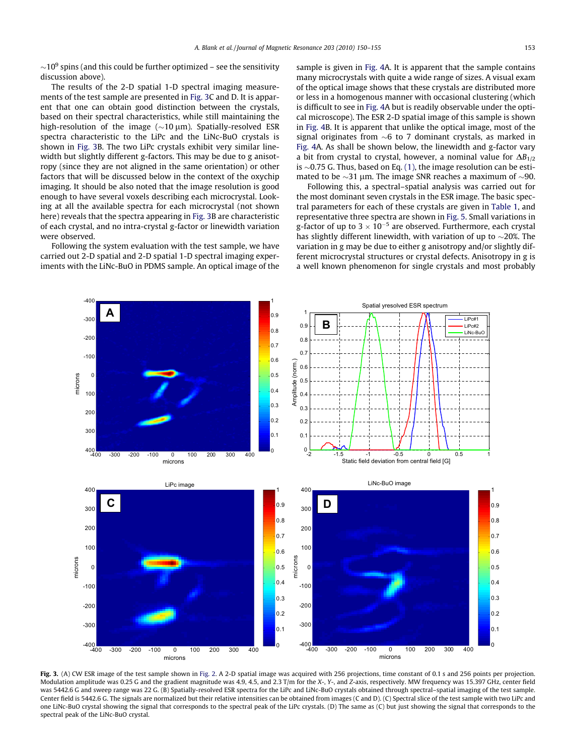~$10^9$ spins (and this could be further optimized – see the sensitivity discussion above).

The results of the 2-D spatial 1-D spectral imaging measurements of the test sample are presented in Fig. 3C and D. It is apparent that one can obtain good distinction between the crystals, based on their spectral characteristics, while still maintaining the high-resolution of the image (~10 μm). Spatially-resolved ESR spectra characteristic to the LiPc and the LiNc-BuO crystals is shown in Fig. 3B. The two LiPc crystals exhibit very similar linewidth but slightly different g-factors. This may be due to g anisotropy (since they are not aligned in the same orientation) or other factors that will be discussed below in the context of the oxychip imaging. It should be also noted that the image resolution is good enough to have several voxels describing each microcrystal. Looking at all the available spectra for each microcrystal (not shown here) reveals that the spectra appearing in Fig. 3B are characteristic of each crystal, and no intra-crystal g-factor or linewidth variation were observed.

Following the system evaluation with the test sample, we have carried out 2-D spatial and 2-D spatial 1-D spectral imaging experiments with the LiNc-BuO in PDMS sample. An optical image of the sample is given in Fig. 4A. It is apparent that the sample contains many microcrystals with quite a wide range of sizes. A visual exam of the optical image shows that these crystals are distributed more or less in a homogenous manner with occasional clustering (which is difficult to see in Fig. 4A but is readily observable under the optical microscope). The ESR 2-D spatial image of this sample is shown in Fig. 4B. It is apparent that unlike the optical image, most of the signal originates from ~6 to 7 dominant crystals, as marked in Fig. 4A. As shall be shown below, the linewidth and g-factor vary a bit from crystal to crystal, however, a nominal value for $\Delta B_{1/2}$ is ~0.75 G. Thus, based on Eq. (1), the image resolution can be estimated to be ~31 μm. The image SNR reaches a maximum of ~90.

Following this, a spectral–spatial analysis was carried out for the most dominant seven crystals in the ESR image. The basic spectral parameters for each of these crystals are given in Table 1, and representative three spectra are shown in Fig. 5. Small variations in g-factor of up to $3 \times 10^{-5}$ are observed. Furthermore, each crystal has slightly different linewidth, with variation of up to ~20%. The variation in g may be due to either g anisotropy and/or slightly different microcrystal structures or crystal defects. Anisotropy in g is a well known phenomenon for single crystals and most probably

**Fig. 3.** (A) CW ESR image of the test sample shown in Fig. 2. A 2-D spatial image was acquired with 256 projections, time constant of 0.1 s and 256 points per projection. Modulation amplitude was 0.25 G and the gradient magnitude was 4.9, 4.5, and 2.3 T/m for the X-, Y-, and Z-axis, respectively. MW frequency was 15.397 GHz, center field was 5442.6 G and sweep range was 22 G. (B) Spatially-resolved ESR spectra for the LiPc and LiNc-BuO crystals obtained through spectral–spatial imaging of the test sample. Center field is 5442.6 G. The signals are normalized but their relative intensities can be obtained from images (C and D). (C) Spectral slice of the test sample with two LiPc and one LiNc-BuO crystal showing the signal that corresponds to the spectral peak of the LiPc crystals. (D) The same as (C) but just showing the signal that corresponds to the spectral peak of the LiNc-BuO crystal.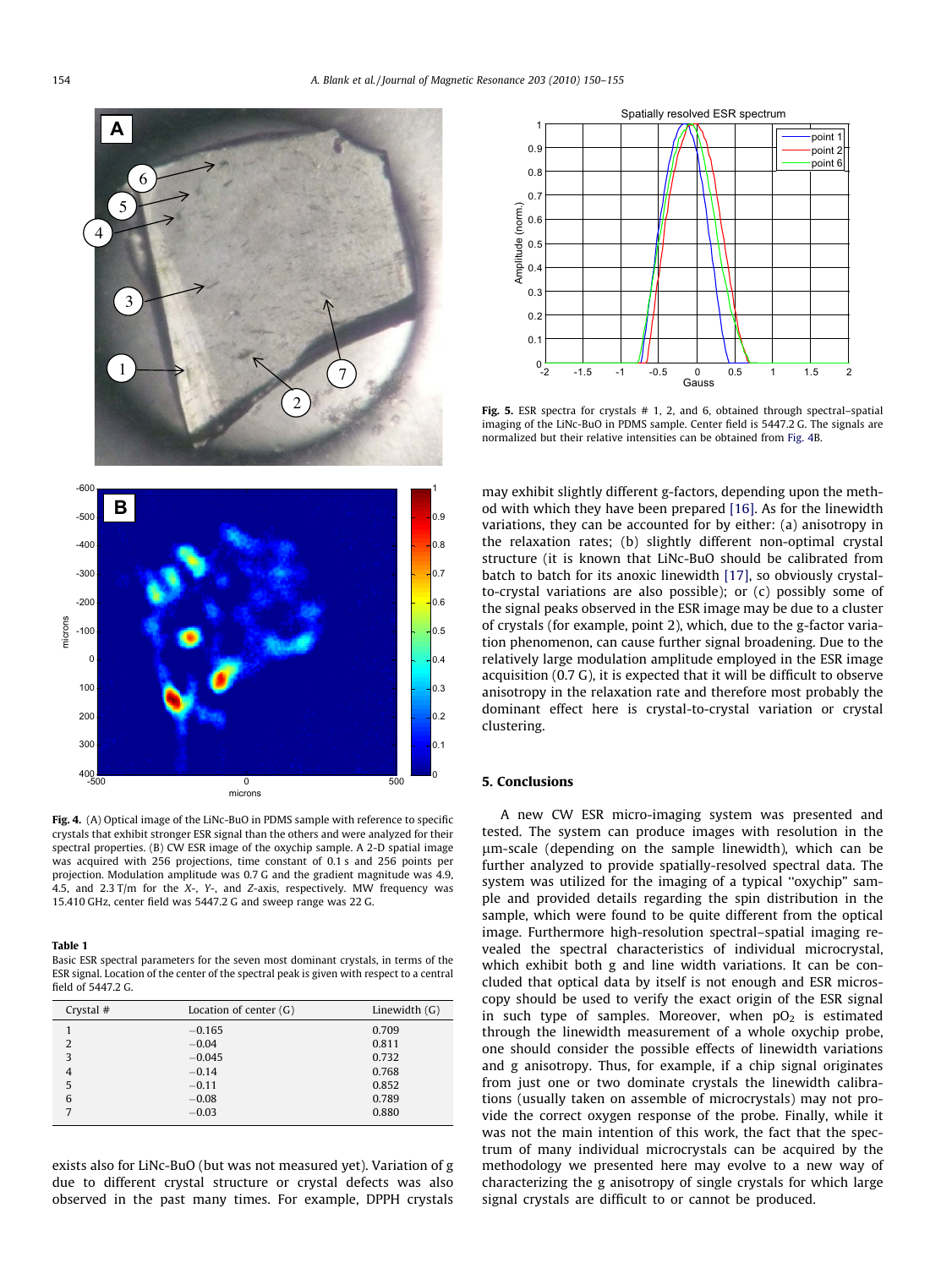Fig. 4. (A) Optical image of the LiNc-BuO in PDMS sample with reference to specific crystals that exhibit stronger ESR signal than the others and were analyzed for their spectral properties. (B) CW ESR image of the oxychip sample. A 2-D spatial image was acquired with 256 projections, time constant of 0.1 s and 256 points per projection. Modulation amplitude was 0.7 G and the gradient magnitude was 4.9, 4.5, and 2.3 T/m for the X-, Y-, and Z-axis, respectively. MW frequency was 15.410 GHz, center field was 5447.2 G and sweep range was 22 G.

**Table 1**
Basic ESR spectral parameters for the seven most dominant crystals, in terms of the ESR signal. Location of the center of the spectral peak is given with respect to a central field of 5447.2 G.

| Crystal # | Location of center (G) | Linewidth (G) |
|---|---|---|
| 1 | −0.165 | 0.709 |
| 2 | −0.04 | 0.811 |
| 3 | −0.045 | 0.732 |
| 4 | −0.14 | 0.768 |
| 5 | −0.11 | 0.852 |
| 6 | −0.08 | 0.789 |
| 7 | −0.03 | 0.880 |

exists also for LiNc-BuO (but was not measured yet). Variation of g due to different crystal structure or crystal defects was also observed in the past many times. For example, DPPH crystals may exhibit slightly different g-factors, depending upon the method with which they have been prepared [16]. As for the linewidth variations, they can be accounted for by either: (a) anisotropy in the relaxation rates; (b) slightly different non-optimal crystal structure (it is known that LiNc-BuO should be calibrated from batch to batch for its anoxic linewidth [17], so obviously crystal-to-crystal variations are also possible); or (c) possibly some of the signal peaks observed in the ESR image may be due to a cluster of crystals (for example, point 2), which, due to the g-factor variation phenomenon, can cause further signal broadening. Due to the relatively large modulation amplitude employed in the ESR image acquisition (0.7 G), it is expected that it will be difficult to observe anisotropy in the relaxation rate and therefore most probably the dominant effect here is crystal-to-crystal variation or crystal clustering.

Fig. 5. ESR spectra for crystals # 1, 2, and 6, obtained through spectral–spatial imaging of the LiNc-BuO in PDMS sample. Center field is 5447.2 G. The signals are normalized but their relative intensities can be obtained from Fig. 4B.

## 5. Conclusions

A new CW ESR micro-imaging system was presented and tested. The system can produce images with resolution in the μm-scale (depending on the sample linewidth), which can be further analyzed to provide spatially-resolved spectral data. The system was utilized for the imaging of a typical "oxychip" sample and provided details regarding the spin distribution in the sample, which were found to be quite different from the optical image. Furthermore high-resolution spectral–spatial imaging revealed the spectral characteristics of individual microcrystal, which exhibit both g and line width variations. It can be concluded that optical data by itself is not enough and ESR microscopy should be used to verify the exact origin of the ESR signal in such type of samples. Moreover, when $pO_2$ is estimated through the linewidth measurement of a whole oxychip probe, one should consider the possible effects of linewidth variations and g anisotropy. Thus, for example, if a chip signal originates from just one or two dominate crystals the linewidth calibrations (usually taken on assemble of microcrystals) may not provide the correct oxygen response of the probe. Finally, while it was not the main intention of this work, the fact that the spectrum of many individual microcrystals can be acquired by the methodology we presented here may evolve to a new way of characterizing the g anisotropy of single crystals for which large signal crystals are difficult to or cannot be produced.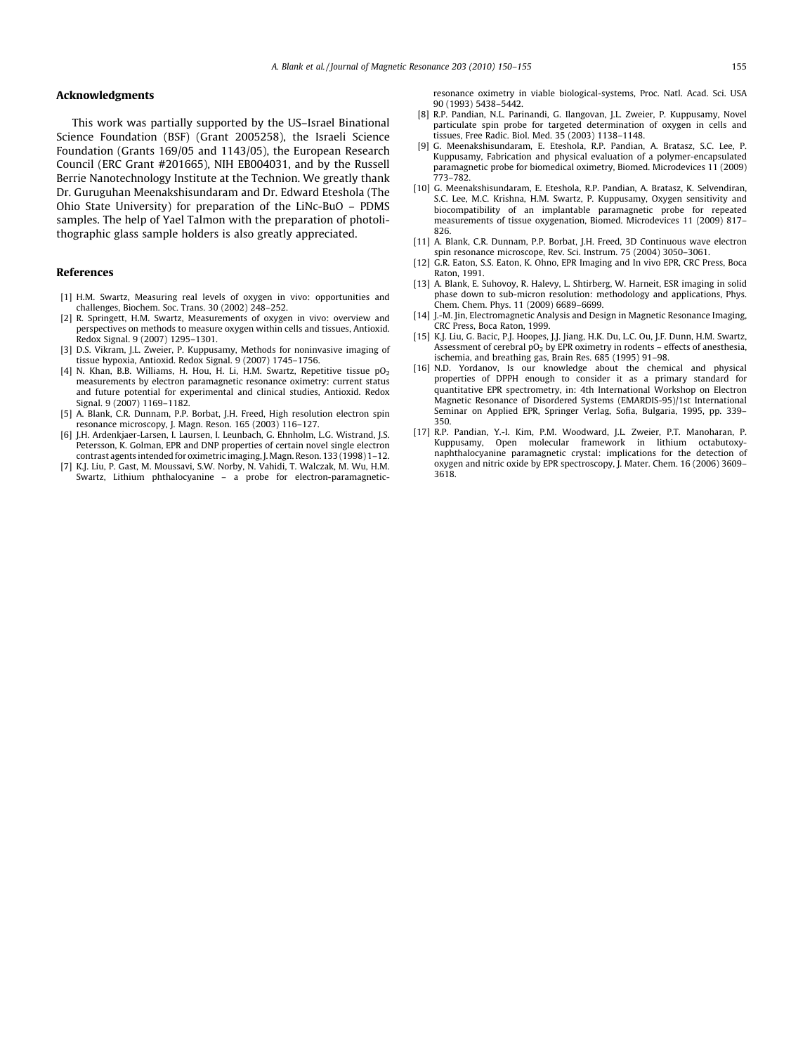## Acknowledgments

This work was partially supported by the US–Israel Binational Science Foundation (BSF) (Grant 2005258), the Israeli Science Foundation (Grants 169/05 and 1143/05), the European Research Council (ERC Grant #201665), NIH EB004031, and by the Russell Berrie Nanotechnology Institute at the Technion. We greatly thank Dr. Guruguhan Meenakshisundaram and Dr. Edward Eteshola (The Ohio State University) for preparation of the LiNc-BuO – PDMS samples. The help of Yael Talmon with the preparation of photolithographic glass sample holders is also greatly appreciated.

## References

[1] H.M. Swartz, Measuring real levels of oxygen in vivo: opportunities and challenges, Biochem. Soc. Trans. 30 (2002) 248–252.

[2] R. Springett, H.M. Swartz, Measurements of oxygen in vivo: overview and perspectives on methods to measure oxygen within cells and tissues, Antioxid. Redox Signal. 9 (2007) 1295–1301.

[3] D.S. Vikram, J.L. Zweier, P. Kuppusamy, Methods for noninvasive imaging of tissue hypoxia, Antioxid. Redox Signal. 9 (2007) 1745–1756.

[4] N. Khan, B.B. Williams, H. Hou, H. Li, H.M. Swartz, Repetitive tissue $pO_2$ measurements by electron paramagnetic resonance oximetry: current status and future potential for experimental and clinical studies, Antioxid. Redox Signal. 9 (2007) 1169–1182.

[5] A. Blank, C.R. Dunnam, P.P. Borbat, J.H. Freed, High resolution electron spin resonance microscopy, J. Magn. Reson. 165 (2003) 116–127.

[6] J.H. Ardenkjaer-Larsen, I. Laursen, I. Leunbach, G. Ehnholm, L.G. Wistrand, J.S. Petersson, K. Golman, EPR and DNP properties of certain novel single electron contrast agents intended for oximetric imaging, J. Magn. Reson. 133 (1998) 1–12.

[7] K.J. Liu, P. Gast, M. Moussavi, S.W. Norby, N. Vahidi, T. Walczak, M. Wu, H.M. Swartz, Lithium phthalocyanine – a probe for electron-paramagnetic-resonance oximetry in viable biological-systems, Proc. Natl. Acad. Sci. USA 90 (1993) 5438–5442.

[8] R.P. Pandian, N.L. Parinandi, G. Ilangovan, J.L. Zweier, P. Kuppusamy, Novel particulate spin probe for targeted determination of oxygen in cells and tissues, Free Radic. Biol. Med. 35 (2003) 1138–1148.

[9] G. Meenakshisundaram, E. Eteshola, R.P. Pandian, A. Bratasz, S.C. Lee, P. Kuppusamy, Fabrication and physical evaluation of a polymer-encapsulated paramagnetic probe for biomedical oximetry, Biomed. Microdevices 11 (2009) 773–782.

[10] G. Meenakshisundaram, E. Eteshola, R.P. Pandian, A. Bratasz, K. Selvendiran, S.C. Lee, M.C. Krishna, H.M. Swartz, P. Kuppusamy, Oxygen sensitivity and biocompatibility of an implantable paramagnetic probe for repeated measurements of tissue oxygenation, Biomed. Microdevices 11 (2009) 817–826.

[11] A. Blank, C.R. Dunnam, P.P. Borbat, J.H. Freed, 3D Continuous wave electron spin resonance microscope, Rev. Sci. Instrum. 75 (2004) 3050–3061.

[12] G.R. Eaton, S.S. Eaton, K. Ohno, EPR Imaging and In vivo EPR, CRC Press, Boca Raton, 1991.

[13] A. Blank, E. Suhovoy, R. Halevy, L. Shtirberg, W. Harneit, ESR imaging in solid phase down to sub-micron resolution: methodology and applications, Phys. Chem. Chem. Phys. 11 (2009) 6689–6699.

[14] J.-M. Jin, Electromagnetic Analysis and Design in Magnetic Resonance Imaging, CRC Press, Boca Raton, 1999.

[15] K.J. Liu, G. Bacic, P.J. Hoopes, J.J. Jiang, H.K. Du, L.C. Ou, J.F. Dunn, H.M. Swartz, Assessment of cerebral $pO_2$ by EPR oximetry in rodents – effects of anesthesia, ischemia, and breathing gas, Brain Res. 685 (1995) 91–98.

[16] N.D. Yordanov, Is our knowledge about the chemical and physical properties of DPPH enough to consider it as a primary standard for quantitative EPR spectrometry, in: 4th International Workshop on Electron Magnetic Resonance of Disordered Systems (EMARDIS-95)/1st International Seminar on Applied EPR, Springer Verlag, Sofia, Bulgaria, 1995, pp. 339–350.

[17] R.P. Pandian, Y.-I. Kim, P.M. Woodward, J.L. Zweier, P.T. Manoharan, P. Kuppusamy, Open molecular framework in lithium octabutoxy-naphthalocyanine paramagnetic crystal: implications for the detection of oxygen and nitric oxide by EPR spectroscopy, J. Mater. Chem. 16 (2006) 3609–3618.